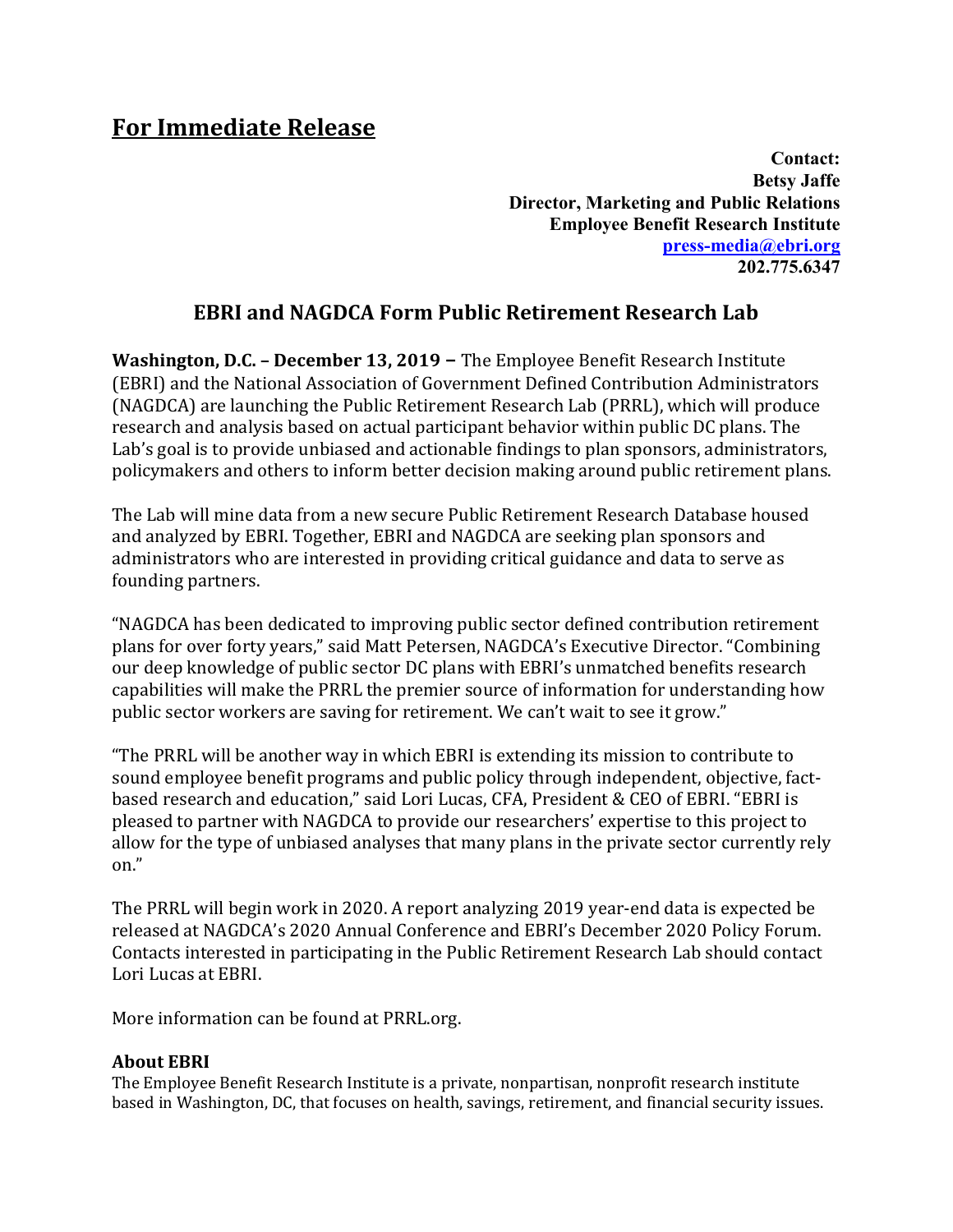# For Immediate Release

**Contact:**
**Betsy Jaffe**
**Director, Marketing and Public Relations**
**Employee Benefit Research Institute**
**press-media@ebri.org**
**202.775.6347**

## EBRI and NAGDCA Form Public Retirement Research Lab

**Washington, D.C. – December 13, 2019 –** The Employee Benefit Research Institute (EBRI) and the National Association of Government Defined Contribution Administrators (NAGDCA) are launching the Public Retirement Research Lab (PRRL), which will produce research and analysis based on actual participant behavior within public DC plans. The Lab's goal is to provide unbiased and actionable findings to plan sponsors, administrators, policymakers and others to inform better decision making around public retirement plans.

The Lab will mine data from a new secure Public Retirement Research Database housed and analyzed by EBRI. Together, EBRI and NAGDCA are seeking plan sponsors and administrators who are interested in providing critical guidance and data to serve as founding partners.

"NAGDCA has been dedicated to improving public sector defined contribution retirement plans for over forty years," said Matt Petersen, NAGDCA's Executive Director. "Combining our deep knowledge of public sector DC plans with EBRI's unmatched benefits research capabilities will make the PRRL the premier source of information for understanding how public sector workers are saving for retirement. We can't wait to see it grow."

"The PRRL will be another way in which EBRI is extending its mission to contribute to sound employee benefit programs and public policy through independent, objective, fact-based research and education," said Lori Lucas, CFA, President & CEO of EBRI. "EBRI is pleased to partner with NAGDCA to provide our researchers' expertise to this project to allow for the type of unbiased analyses that many plans in the private sector currently rely on."

The PRRL will begin work in 2020. A report analyzing 2019 year-end data is expected be released at NAGDCA's 2020 Annual Conference and EBRI's December 2020 Policy Forum. Contacts interested in participating in the Public Retirement Research Lab should contact Lori Lucas at EBRI.

More information can be found at PRRL.org.

### About EBRI

The Employee Benefit Research Institute is a private, nonpartisan, nonprofit research institute based in Washington, DC, that focuses on health, savings, retirement, and financial security issues.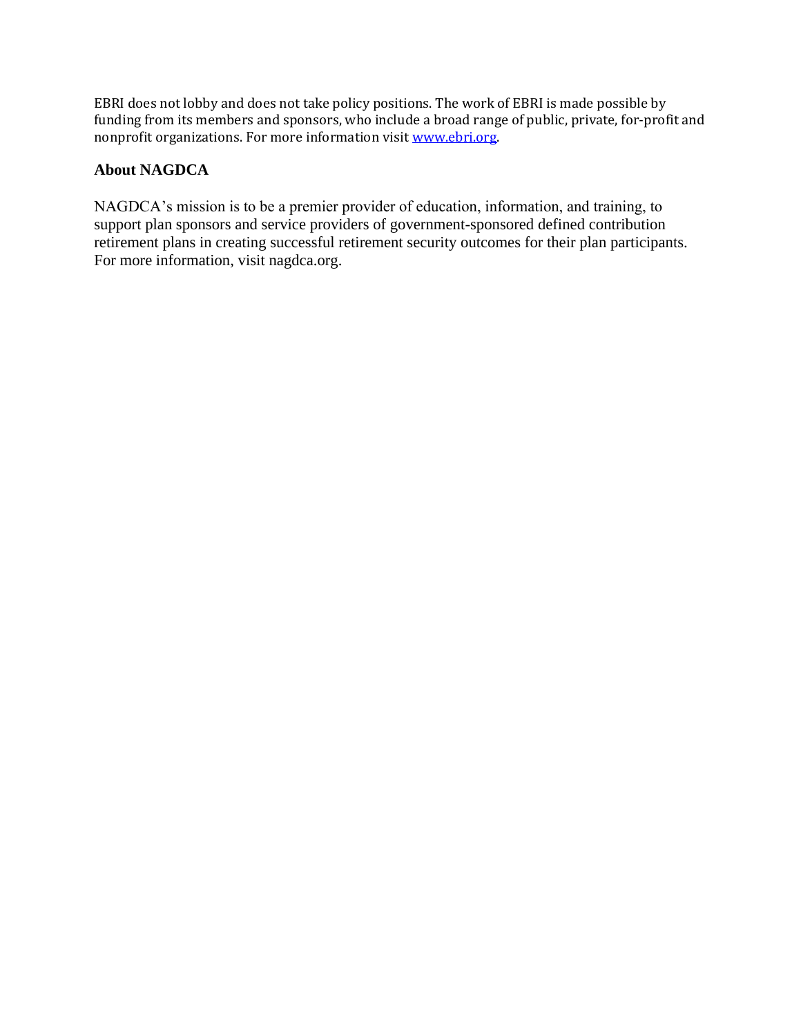EBRI does not lobby and does not take policy positions. The work of EBRI is made possible by funding from its members and sponsors, who include a broad range of public, private, for-profit and nonprofit organizations. For more information visit [www.ebri.org](http://www.ebri.org).

### About NAGDCA

NAGDCA's mission is to be a premier provider of education, information, and training, to support plan sponsors and service providers of government-sponsored defined contribution retirement plans in creating successful retirement security outcomes for their plan participants. For more information, visit nagdca.org.